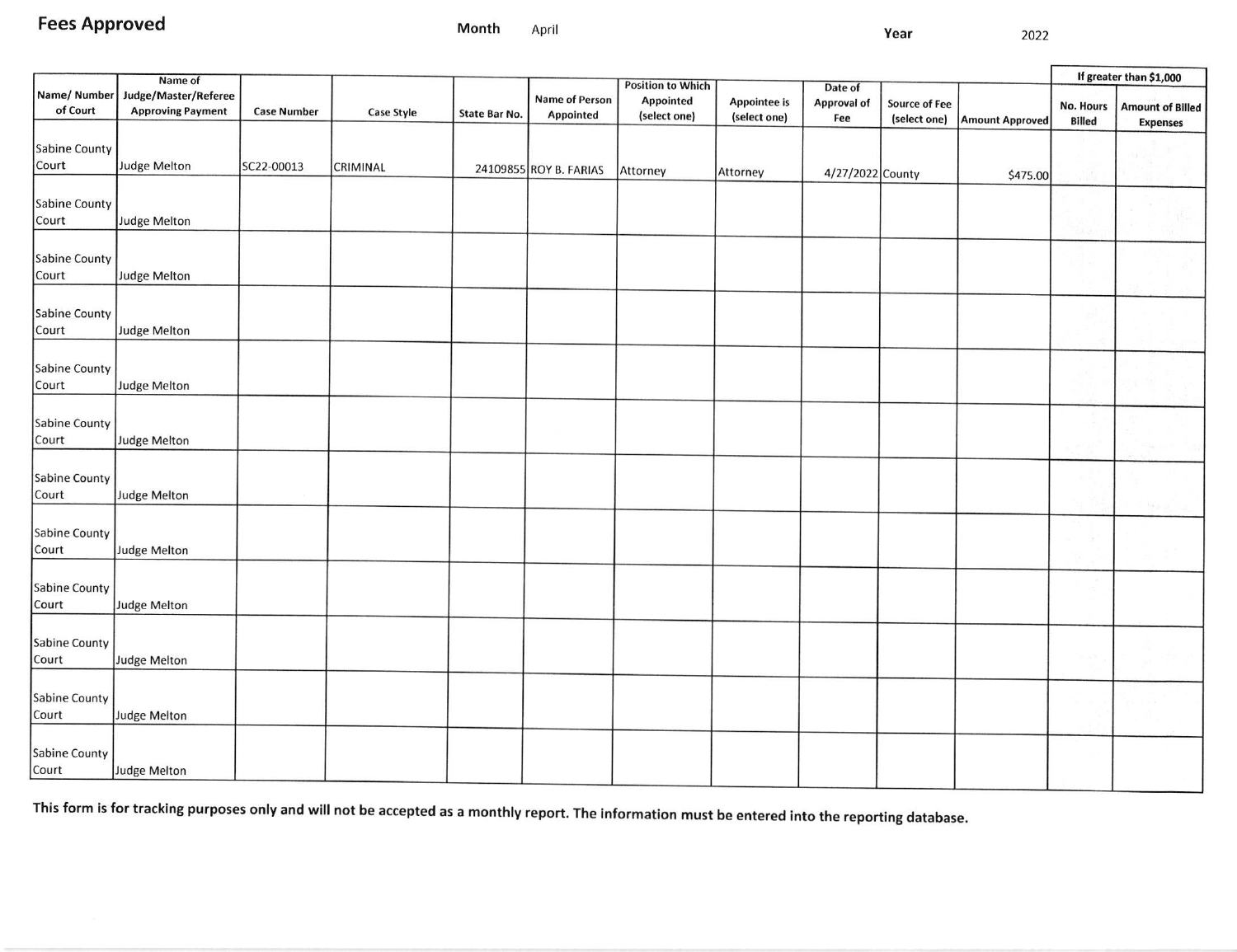# Fees Approved

**Month** April **Year** 2022

| Name/ Number of Court | Name of Judge/Master/Referee Approving Payment | Case Number | Case Style | State Bar No. | Name of Person Appointed | Position to Which Appointed (select one) | Appointee is (select one) | Date of Approval of Fee | Source of Fee (select one) | Amount Approved | If greater than $1,000 | |
|---|---|---|---|---|---|---|---|---|---|---|---|---|
| | | | | | | | | | | | No. Hours Billed | Amount of Billed Expenses |
| Sabine County Court | Judge Melton | SC22-00013 | CRIMINAL | 24109855 | ROY B. FARIAS | Attorney | Attorney | 4/27/2022 | County | $475.00 | | |
| Sabine County Court | Judge Melton | | | | | | | | | | | |
| Sabine County Court | Judge Melton | | | | | | | | | | | |
| Sabine County Court | Judge Melton | | | | | | | | | | | |
| Sabine County Court | Judge Melton | | | | | | | | | | | |
| Sabine County Court | Judge Melton | | | | | | | | | | | |
| Sabine County Court | Judge Melton | | | | | | | | | | | |
| Sabine County Court | Judge Melton | | | | | | | | | | | |
| Sabine County Court | Judge Melton | | | | | | | | | | | |
| Sabine County Court | Judge Melton | | | | | | | | | | | |
| Sabine County Court | Judge Melton | | | | | | | | | | | |
| Sabine County Court | Judge Melton | | | | | | | | | | | |

**This form is for tracking purposes only and will not be accepted as a monthly report. The information must be entered into the reporting database.**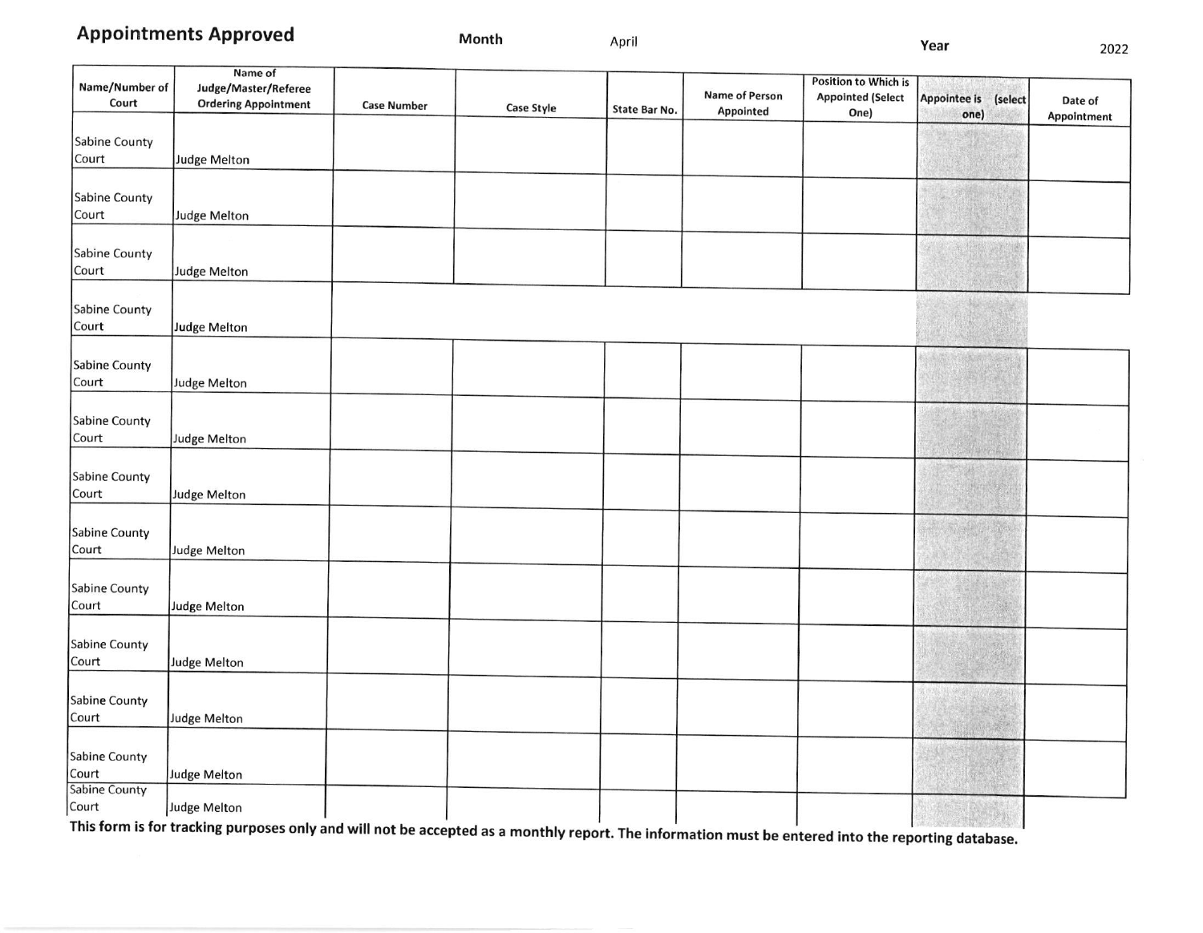## Appointments Approved

**Month** April **Year** 2022

| Name/Number of Court | Name of Judge/Master/Referee Ordering Appointment | Case Number | Case Style | State Bar No. | Name of Person Appointed | Position to Which is Appointed (Select One) | Appointee is (select one) | Date of Appointment |
|---|---|---|---|---|---|---|---|---|
| Sabine County Court | Judge Melton | | | | | | | |
| Sabine County Court | Judge Melton | | | | | | | |
| Sabine County Court | Judge Melton | | | | | | | |
| Sabine County Court | Judge Melton | | | | | | | |
| Sabine County Court | Judge Melton | | | | | | | |
| Sabine County Court | Judge Melton | | | | | | | |
| Sabine County Court | Judge Melton | | | | | | | |
| Sabine County Court | Judge Melton | | | | | | | |
| Sabine County Court | Judge Melton | | | | | | | |
| Sabine County Court | Judge Melton | | | | | | | |
| Sabine County Court | Judge Melton | | | | | | | |
| Sabine County Court | Judge Melton | | | | | | | |
| Sabine County Court | Judge Melton | | | | | | | |

**This form is for tracking purposes only and will not be accepted as a monthly report. The information must be entered into the reporting database.**